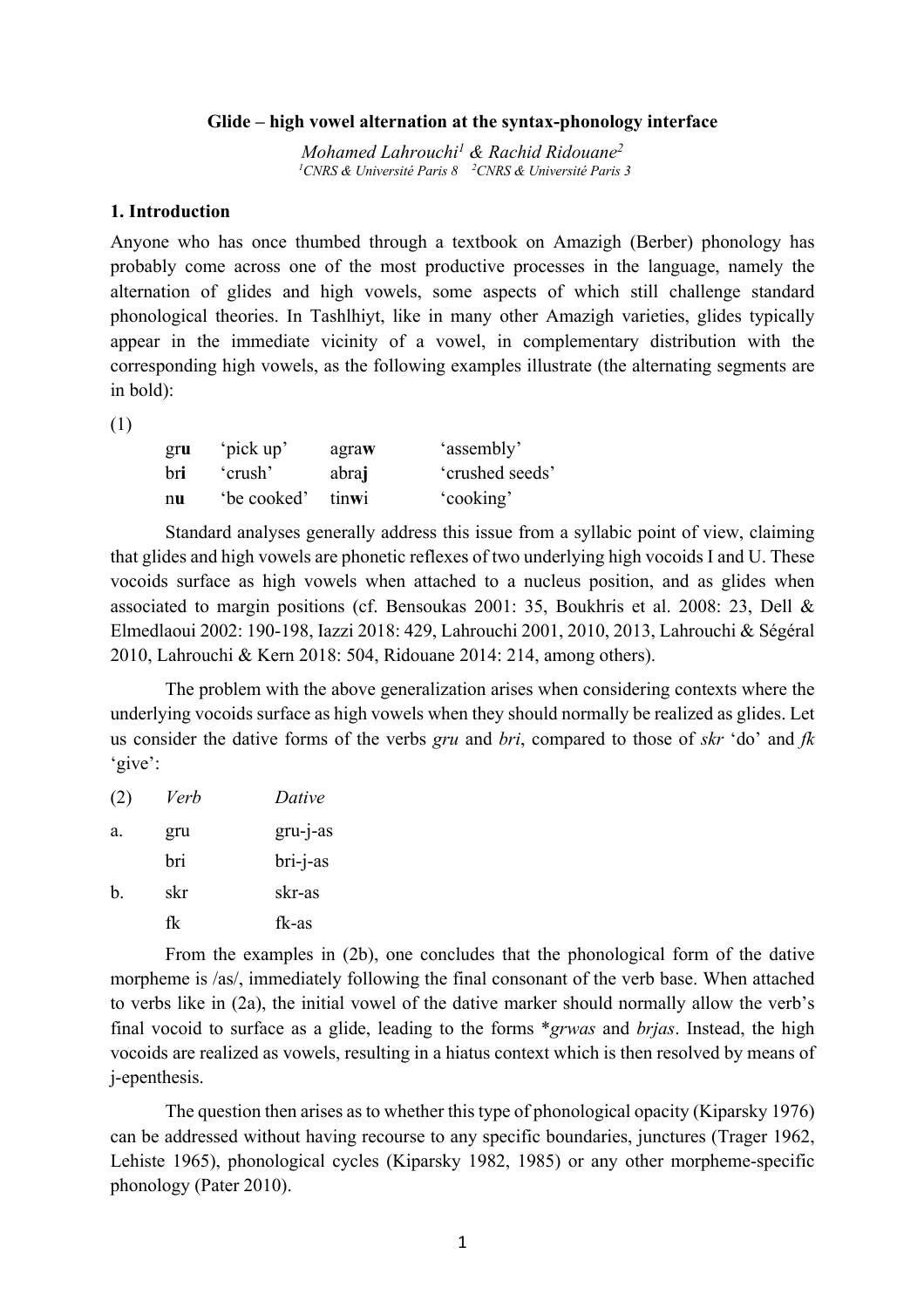**Glide – high vowel alternation at the syntax-phonology interface**

*Mohamed Lahrouchi*[1] *& Rachid Ridouane*[2]

[1]*CNRS & Université Paris 8* [2]*CNRS & Université Paris 3*

## 1. Introduction

Anyone who has once thumbed through a textbook on Amazigh (Berber) phonology has probably come across one of the most productive processes in the language, namely the alternation of glides and high vowels, some aspects of which still challenge standard phonological theories. In Tashlhiyt, like in many other Amazigh varieties, glides typically appear in the immediate vicinity of a vowel, in complementary distribution with the corresponding high vowels, as the following examples illustrate (the alternating segments are in bold):

(1)

| | | | |
|---|---|---|---|
| gr**u** | 'pick up' | agra**w** | 'assembly' |
| br**i** | 'crush' | abra**j** | 'crushed seeds' |
| n**u** | 'be cooked' | tin**w**i | 'cooking' |

Standard analyses generally address this issue from a syllabic point of view, claiming that glides and high vowels are phonetic reflexes of two underlying high vocoids I and U. These vocoids surface as high vowels when attached to a nucleus position, and as glides when associated to margin positions (cf. Bensoukas 2001: 35, Boukhris et al. 2008: 23, Dell & Elmedlaoui 2002: 190-198, Iazzi 2018: 429, Lahrouchi 2001, 2010, 2013, Lahrouchi & Ségéral 2010, Lahrouchi & Kern 2018: 504, Ridouane 2014: 214, among others).

The problem with the above generalization arises when considering contexts where the underlying vocoids surface as high vowels when they should normally be realized as glides. Let us consider the dative forms of the verbs *gru* and *bri*, compared to those of *skr* 'do' and *fk* 'give':

| (2) | *Verb* | *Dative* |
|---|---|---|
| a. | gru | gru-j-as |
| | bri | bri-j-as |
| b. | skr | skr-as |
| | fk | fk-as |

From the examples in (2b), one concludes that the phonological form of the dative morpheme is /as/, immediately following the final consonant of the verb base. When attached to verbs like in (2a), the initial vowel of the dative marker should normally allow the verb's final vocoid to surface as a glide, leading to the forms \**grwas* and *brjas*. Instead, the high vocoids are realized as vowels, resulting in a hiatus context which is then resolved by means of j-epenthesis.

The question then arises as to whether this type of phonological opacity (Kiparsky 1976) can be addressed without having recourse to any specific boundaries, junctures (Trager 1962, Lehiste 1965), phonological cycles (Kiparsky 1982, 1985) or any other morpheme-specific phonology (Pater 2010).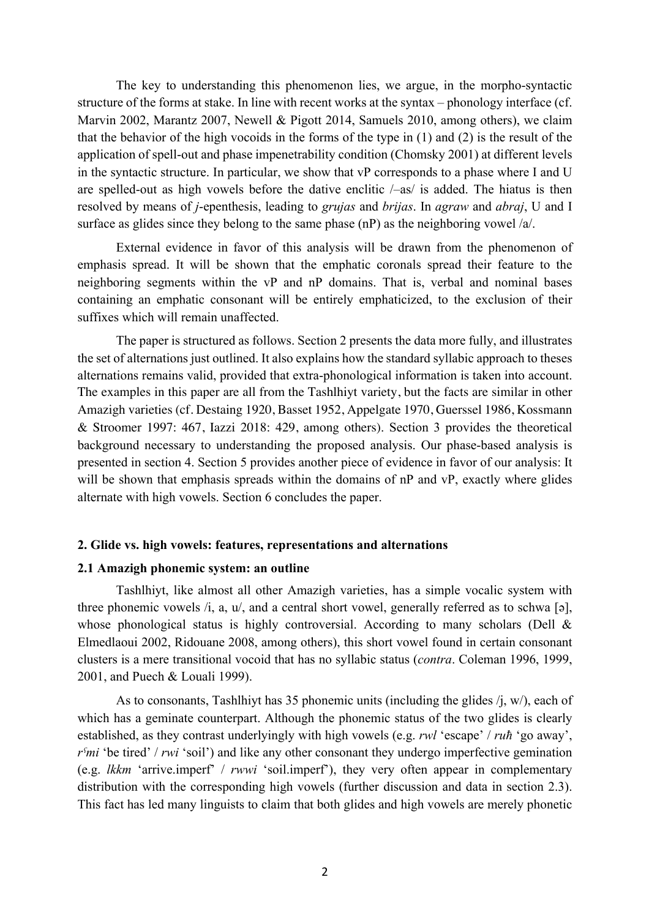The key to understanding this phenomenon lies, we argue, in the morpho-syntactic structure of the forms at stake. In line with recent works at the syntax – phonology interface (cf. Marvin 2002, Marantz 2007, Newell & Pigott 2014, Samuels 2010, among others), we claim that the behavior of the high vocoids in the forms of the type in (1) and (2) is the result of the application of spell-out and phase impenetrability condition (Chomsky 2001) at different levels in the syntactic structure. In particular, we show that vP corresponds to a phase where I and U are spelled-out as high vowels before the dative enclitic /–as/ is added. The hiatus is then resolved by means of *j*-epenthesis, leading to *grujas* and *brijas*. In *agraw* and *abraj*, U and I surface as glides since they belong to the same phase (nP) as the neighboring vowel /a/.

External evidence in favor of this analysis will be drawn from the phenomenon of emphasis spread. It will be shown that the emphatic coronals spread their feature to the neighboring segments within the vP and nP domains. That is, verbal and nominal bases containing an emphatic consonant will be entirely emphaticized, to the exclusion of their suffixes which will remain unaffected.

The paper is structured as follows. Section 2 presents the data more fully, and illustrates the set of alternations just outlined. It also explains how the standard syllabic approach to theses alternations remains valid, provided that extra-phonological information is taken into account. The examples in this paper are all from the Tashlhiyt variety, but the facts are similar in other Amazigh varieties (cf. Destaing 1920, Basset 1952, Appelgate 1970, Guerssel 1986, Kossmann & Stroomer 1997: 467, Iazzi 2018: 429, among others). Section 3 provides the theoretical background necessary to understanding the proposed analysis. Our phase-based analysis is presented in section 4. Section 5 provides another piece of evidence in favor of our analysis: It will be shown that emphasis spreads within the domains of nP and vP, exactly where glides alternate with high vowels. Section 6 concludes the paper.

## 2. Glide vs. high vowels: features, representations and alternations

### 2.1 Amazigh phonemic system: an outline

Tashlhiyt, like almost all other Amazigh varieties, has a simple vocalic system with three phonemic vowels /i, a, u/, and a central short vowel, generally referred as to schwa [ə], whose phonological status is highly controversial. According to many scholars (Dell & Elmedlaoui 2002, Ridouane 2008, among others), this short vowel found in certain consonant clusters is a mere transitional vocoid that has no syllabic status (*contra*. Coleman 1996, 1999, 2001, and Puech & Louali 1999).

As to consonants, Tashlhiyt has 35 phonemic units (including the glides /j, w/), each of which has a geminate counterpart. Although the phonemic status of the two glides is clearly established, as they contrast underlyingly with high vowels (e.g. *rwl* 'escape' / *ruħ* 'go away', *rˤmi* 'be tired' / *rwi* 'soil') and like any other consonant they undergo imperfective gemination (e.g. *lkkm* 'arrive.imperf' / *rwwi* 'soil.imperf'), they very often appear in complementary distribution with the corresponding high vowels (further discussion and data in section 2.3). This fact has led many linguists to claim that both glides and high vowels are merely phonetic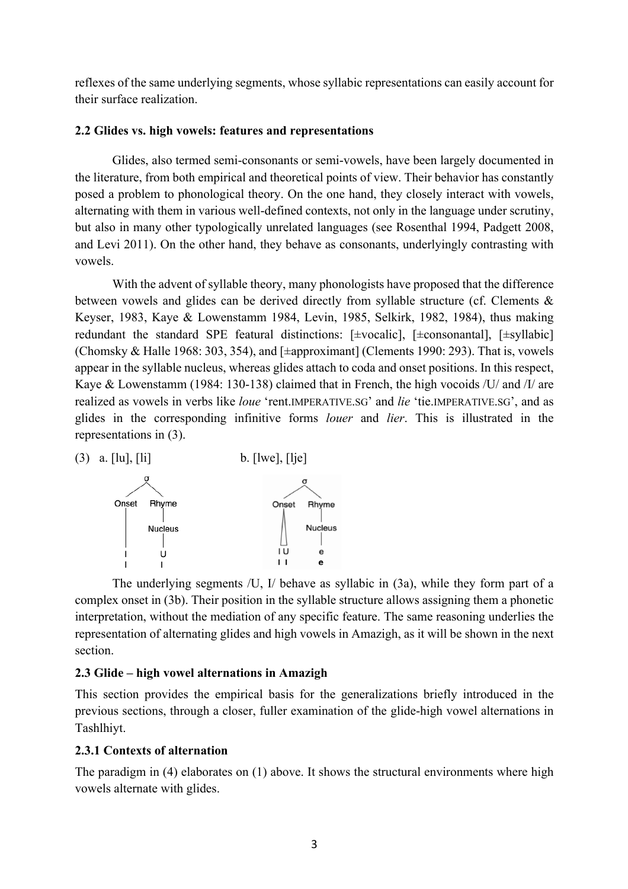reflexes of the same underlying segments, whose syllabic representations can easily account for their surface realization.

### 2.2 Glides vs. high vowels: features and representations

Glides, also termed semi-consonants or semi-vowels, have been largely documented in the literature, from both empirical and theoretical points of view. Their behavior has constantly posed a problem to phonological theory. On the one hand, they closely interact with vowels, alternating with them in various well-defined contexts, not only in the language under scrutiny, but also in many other typologically unrelated languages (see Rosenthal 1994, Padgett 2008, and Levi 2011). On the other hand, they behave as consonants, underlyingly contrasting with vowels.

With the advent of syllable theory, many phonologists have proposed that the difference between vowels and glides can be derived directly from syllable structure (cf. Clements & Keyser, 1983, Kaye & Lowenstamm 1984, Levin, 1985, Selkirk, 1982, 1984), thus making redundant the standard SPE featural distinctions: [±vocalic], [±consonantal], [±syllabic] (Chomsky & Halle 1968: 303, 354), and [±approximant] (Clements 1990: 293). That is, vowels appear in the syllable nucleus, whereas glides attach to coda and onset positions. In this respect, Kaye & Lowenstamm (1984: 130-138) claimed that in French, the high vocoids /U/ and /I/ are realized as vowels in verbs like *loue* 'rent.IMPERATIVE.SG' and *lie* 'tie.IMPERATIVE.SG', and as glides in the corresponding infinitive forms *louer* and *lier*. This is illustrated in the representations in (3).

(3) a. [lu], [li] b. [lwe], [lje]

```
a.        σ                      b.        σ
        /   \                            /   \
    Onset   Rhyme                    Onset   Rhyme
      |       |                        /\      |
      |     Nucleus                   /  \   Nucleus
      |       |                      /    \    |
      l       U                     l U        e
      l       I                     l I        e
```

The underlying segments /U, I/ behave as syllabic in (3a), while they form part of a complex onset in (3b). Their position in the syllable structure allows assigning them a phonetic interpretation, without the mediation of any specific feature. The same reasoning underlies the representation of alternating glides and high vowels in Amazigh, as it will be shown in the next section.

### 2.3 Glide – high vowel alternations in Amazigh

This section provides the empirical basis for the generalizations briefly introduced in the previous sections, through a closer, fuller examination of the glide-high vowel alternations in Tashlhiyt.

#### 2.3.1 Contexts of alternation

The paradigm in (4) elaborates on (1) above. It shows the structural environments where high vowels alternate with glides.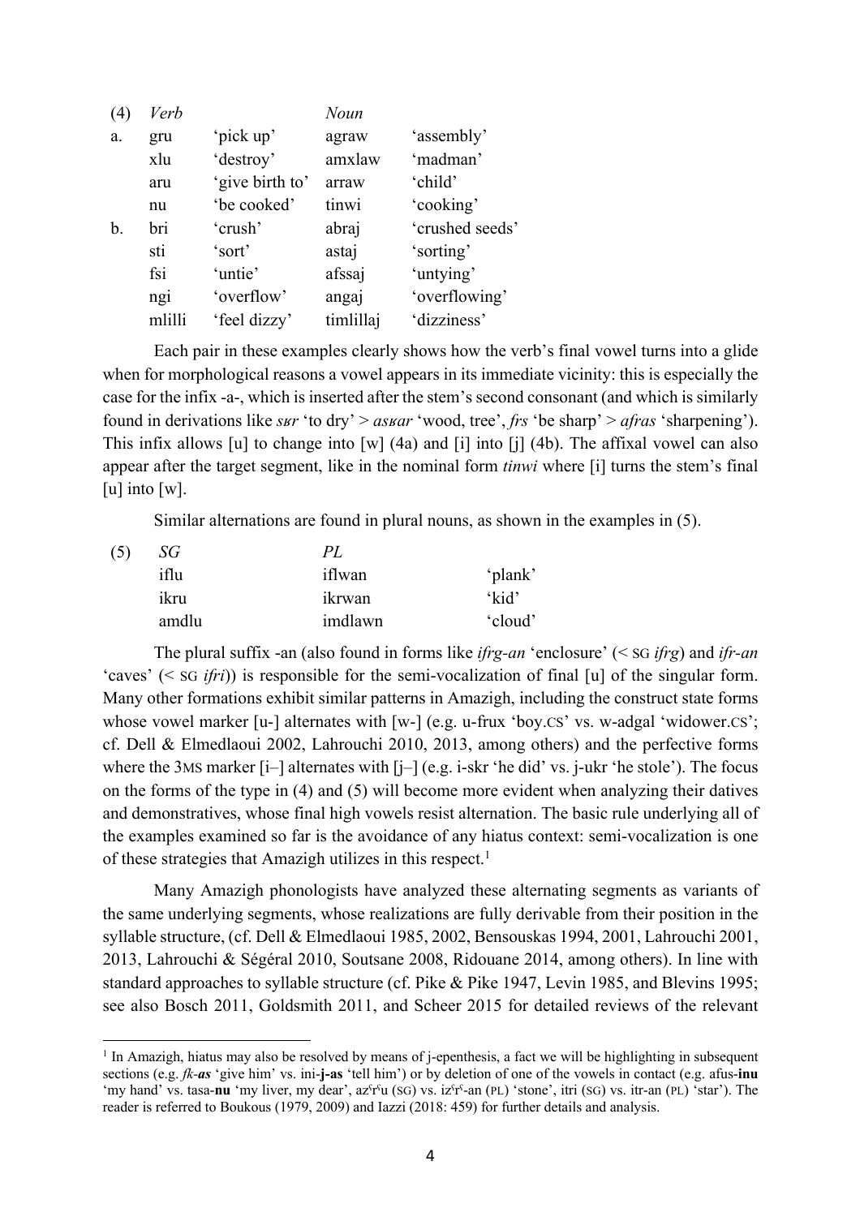| (4) | *Verb* | | *Noun* | |
|---|---|---|---|---|
| a. | gru | 'pick up' | agraw | 'assembly' |
| | xlu | 'destroy' | amxlaw | 'madman' |
| | aru | 'give birth to' | arraw | 'child' |
| | nu | 'be cooked' | tinwi | 'cooking' |
| b. | bri | 'crush' | abraj | 'crushed seeds' |
| | sti | 'sort' | astaj | 'sorting' |
| | fsi | 'untie' | afssaj | 'untying' |
| | ngi | 'overflow' | angaj | 'overflowing' |
| | mlilli | 'feel dizzy' | timlillaj | 'dizziness' |

Each pair in these examples clearly shows how the verb's final vowel turns into a glide when for morphological reasons a vowel appears in its immediate vicinity: this is especially the case for the infix -a-, which is inserted after the stem's second consonant (and which is similarly found in derivations like *sʁr* 'to dry' > *asʁar* 'wood, tree', *frs* 'be sharp' > *afras* 'sharpening'). This infix allows [u] to change into [w] (4a) and [i] into [j] (4b). The affixal vowel can also appear after the target segment, like in the nominal form *tinwi* where [i] turns the stem's final [u] into [w].

Similar alternations are found in plural nouns, as shown in the examples in (5).

| (5) | *SG* | *PL* | |
|---|---|---|---|
| | iflu | iflwan | 'plank' |
| | ikru | ikrwan | 'kid' |
| | amdlu | imdlawn | 'cloud' |

The plural suffix -an (also found in forms like *ifrg-an* 'enclosure' (< SG *ifrg*) and *ifr-an* 'caves' (< SG *ifri*)) is responsible for the semi-vocalization of final [u] of the singular form. Many other formations exhibit similar patterns in Amazigh, including the construct state forms whose vowel marker [u-] alternates with [w-] (e.g. u-frux 'boy.CS' vs. w-adgal 'widower.CS'; cf. Dell & Elmedlaoui 2002, Lahrouchi 2010, 2013, among others) and the perfective forms where the 3MS marker [i–] alternates with [j–] (e.g. i-skr 'he did' vs. j-ukr 'he stole'). The focus on the forms of the type in (4) and (5) will become more evident when analyzing their datives and demonstratives, whose final high vowels resist alternation. The basic rule underlying all of the examples examined so far is the avoidance of any hiatus context: semi-vocalization is one of these strategies that Amazigh utilizes in this respect.[1]

Many Amazigh phonologists have analyzed these alternating segments as variants of the same underlying segments, whose realizations are fully derivable from their position in the syllable structure, (cf. Dell & Elmedlaoui 1985, 2002, Bensouskas 1994, 2001, Lahrouchi 2001, 2013, Lahrouchi & Ségéral 2010, Soutsane 2008, Ridouane 2014, among others). In line with standard approaches to syllable structure (cf. Pike & Pike 1947, Levin 1985, and Blevins 1995; see also Bosch 2011, Goldsmith 2011, and Scheer 2015 for detailed reviews of the relevant

---

[1] In Amazigh, hiatus may also be resolved by means of j-epenthesis, a fact we will be highlighting in subsequent sections (e.g. *fk-**as*** 'give him' vs. ini-**j-as** 'tell him') or by deletion of one of the vowels in contact (e.g. afus-**inu** 'my hand' vs. tasa-**nu** 'my liver, my dear', azˤrˤu (SG) vs. izˤrˤ-an (PL) 'stone', itri (SG) vs. itr-an (PL) 'star'). The reader is referred to Boukous (1979, 2009) and Iazzi (2018: 459) for further details and analysis.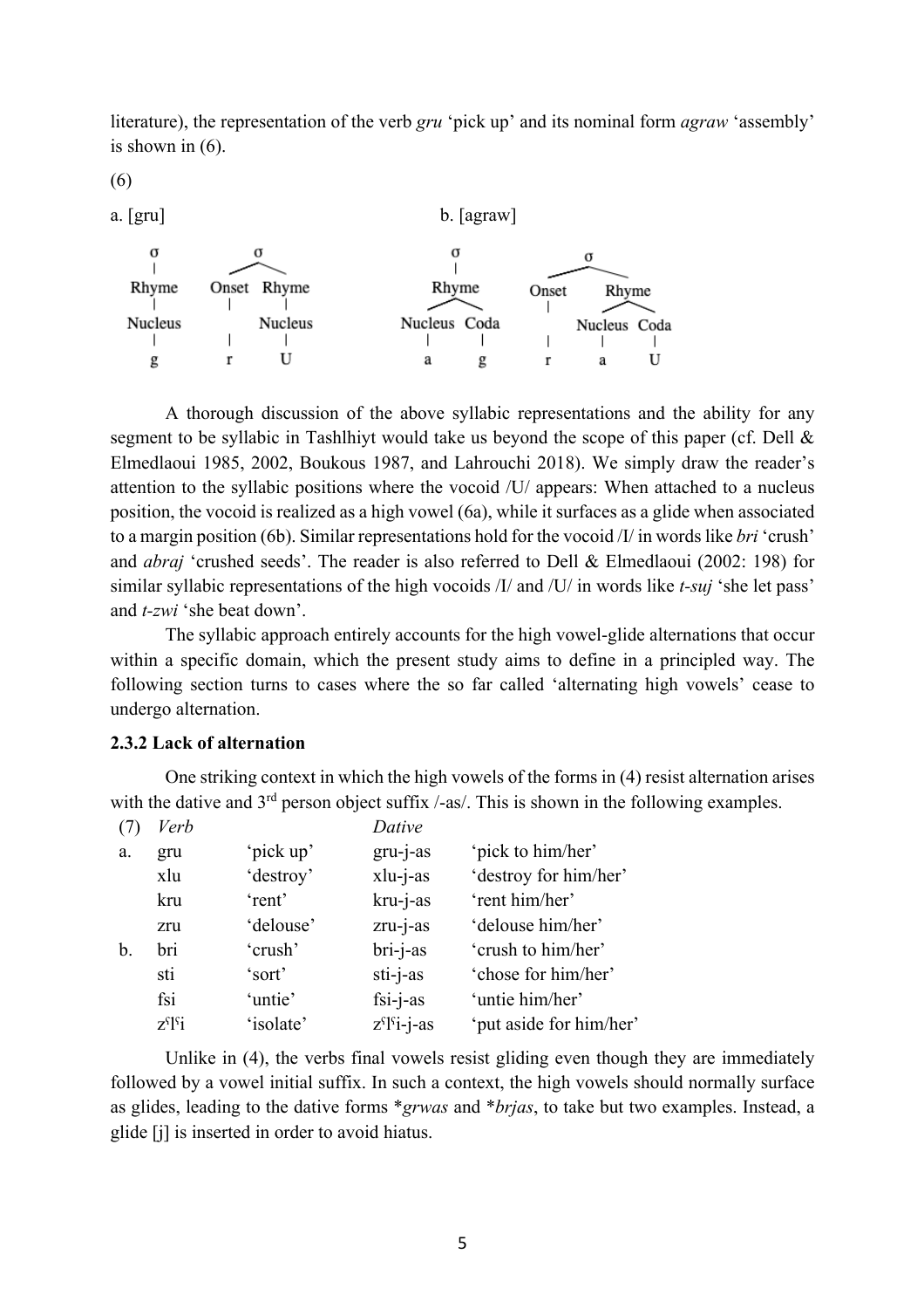literature), the representation of the verb *gru* 'pick up' and its nominal form *agraw* 'assembly' is shown in (6).

(6)

a. [gru]

```
σ          σ
|        /   \
Rhyme   Onset  Rhyme
|        |      |
Nucleus  |    Nucleus
|        |      |
g        r      U
```

b. [agraw]

```
   σ                 σ
   |               /   \
 Rhyme          Onset   Rhyme
  /  \            |     /   \
Nucleus Coda      |  Nucleus Coda
  |      |        |     |     |
  a      g        r     a     U
```

A thorough discussion of the above syllabic representations and the ability for any segment to be syllabic in Tashlhiyt would take us beyond the scope of this paper (cf. Dell & Elmedlaoui 1985, 2002, Boukous 1987, and Lahrouchi 2018). We simply draw the reader's attention to the syllabic positions where the vocoid /U/ appears: When attached to a nucleus position, the vocoid is realized as a high vowel (6a), while it surfaces as a glide when associated to a margin position (6b). Similar representations hold for the vocoid /I/ in words like *bri* 'crush' and *abraj* 'crushed seeds'. The reader is also referred to Dell & Elmedlaoui (2002: 198) for similar syllabic representations of the high vocoids /I/ and /U/ in words like *t-suj* 'she let pass' and *t-zwi* 'she beat down'.

The syllabic approach entirely accounts for the high vowel-glide alternations that occur within a specific domain, which the present study aims to define in a principled way. The following section turns to cases where the so far called 'alternating high vowels' cease to undergo alternation.

### 2.3.2 Lack of alternation

One striking context in which the high vowels of the forms in (4) resist alternation arises with the dative and 3rd person object suffix /-as/. This is shown in the following examples.

| (7) | *Verb* | | *Dative* | |
|---|---|---|---|---|
| a. | gru | 'pick up' | gru-j-as | 'pick to him/her' |
| | xlu | 'destroy' | xlu-j-as | 'destroy for him/her' |
| | kru | 'rent' | kru-j-as | 'rent him/her' |
| | zru | 'delouse' | zru-j-as | 'delouse him/her' |
| b. | bri | 'crush' | bri-j-as | 'crush to him/her' |
| | sti | 'sort' | sti-j-as | 'chose for him/her' |
| | fsi | 'untie' | fsi-j-as | 'untie him/her' |
| | zˤlˤi | 'isolate' | zˤlˤi-j-as | 'put aside for him/her' |

Unlike in (4), the verbs final vowels resist gliding even though they are immediately followed by a vowel initial suffix. In such a context, the high vowels should normally surface as glides, leading to the dative forms *\*grwas* and *\*brjas*, to take but two examples. Instead, a glide [j] is inserted in order to avoid hiatus.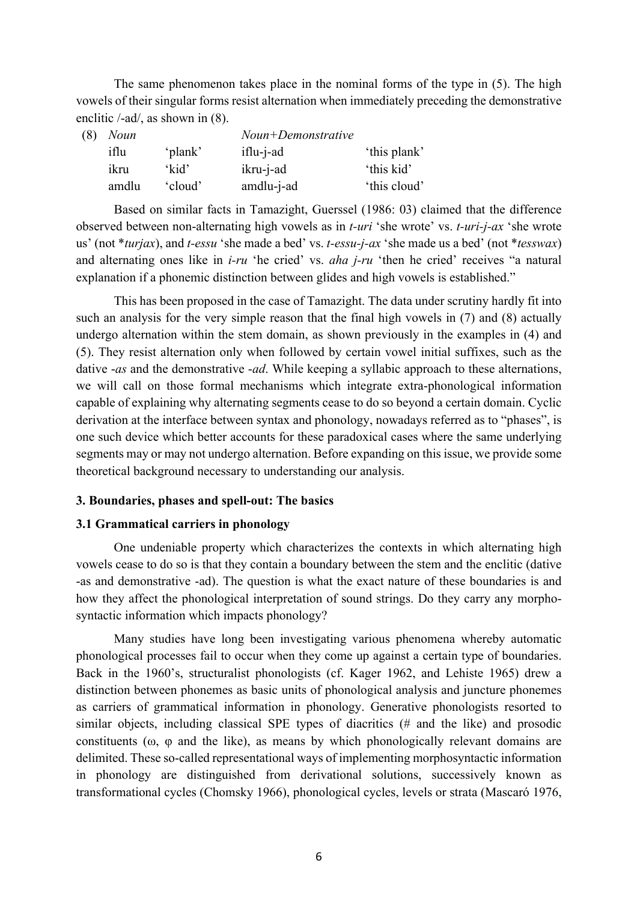The same phenomenon takes place in the nominal forms of the type in (5). The high vowels of their singular forms resist alternation when immediately preceding the demonstrative enclitic /-ad/, as shown in (8).

| (8) | *Noun* | | *Noun+Demonstrative* | |
|---|---|---|---|---|
| | iflu | 'plank' | iflu-j-ad | 'this plank' |
| | ikru | 'kid' | ikru-j-ad | 'this kid' |
| | amdlu | 'cloud' | amdlu-j-ad | 'this cloud' |

Based on similar facts in Tamazight, Guerssel (1986: 03) claimed that the difference observed between non-alternating high vowels as in *t-uri* 'she wrote' vs. *t-uri-j-ax* 'she wrote us' (not **turjax*), and *t-essu* 'she made a bed' vs. *t-essu-j-ax* 'she made us a bed' (not **tesswax*) and alternating ones like in *i-ru* 'he cried' vs. *aha j-ru* 'then he cried' receives "a natural explanation if a phonemic distinction between glides and high vowels is established."

This has been proposed in the case of Tamazight. The data under scrutiny hardly fit into such an analysis for the very simple reason that the final high vowels in (7) and (8) actually undergo alternation within the stem domain, as shown previously in the examples in (4) and (5). They resist alternation only when followed by certain vowel initial suffixes, such as the dative *-as* and the demonstrative *-ad*. While keeping a syllabic approach to these alternations, we will call on those formal mechanisms which integrate extra-phonological information capable of explaining why alternating segments cease to do so beyond a certain domain. Cyclic derivation at the interface between syntax and phonology, nowadays referred as to "phases", is one such device which better accounts for these paradoxical cases where the same underlying segments may or may not undergo alternation. Before expanding on this issue, we provide some theoretical background necessary to understanding our analysis.

## 3. Boundaries, phases and spell-out: The basics

### 3.1 Grammatical carriers in phonology

One undeniable property which characterizes the contexts in which alternating high vowels cease to do so is that they contain a boundary between the stem and the enclitic (dative -as and demonstrative -ad). The question is what the exact nature of these boundaries is and how they affect the phonological interpretation of sound strings. Do they carry any morpho-syntactic information which impacts phonology?

Many studies have long been investigating various phenomena whereby automatic phonological processes fail to occur when they come up against a certain type of boundaries. Back in the 1960's, structuralist phonologists (cf. Kager 1962, and Lehiste 1965) drew a distinction between phonemes as basic units of phonological analysis and juncture phonemes as carriers of grammatical information in phonology. Generative phonologists resorted to similar objects, including classical SPE types of diacritics (# and the like) and prosodic constituents (ω, φ and the like), as means by which phonologically relevant domains are delimited. These so-called representational ways of implementing morphosyntactic information in phonology are distinguished from derivational solutions, successively known as transformational cycles (Chomsky 1966), phonological cycles, levels or strata (Mascaró 1976,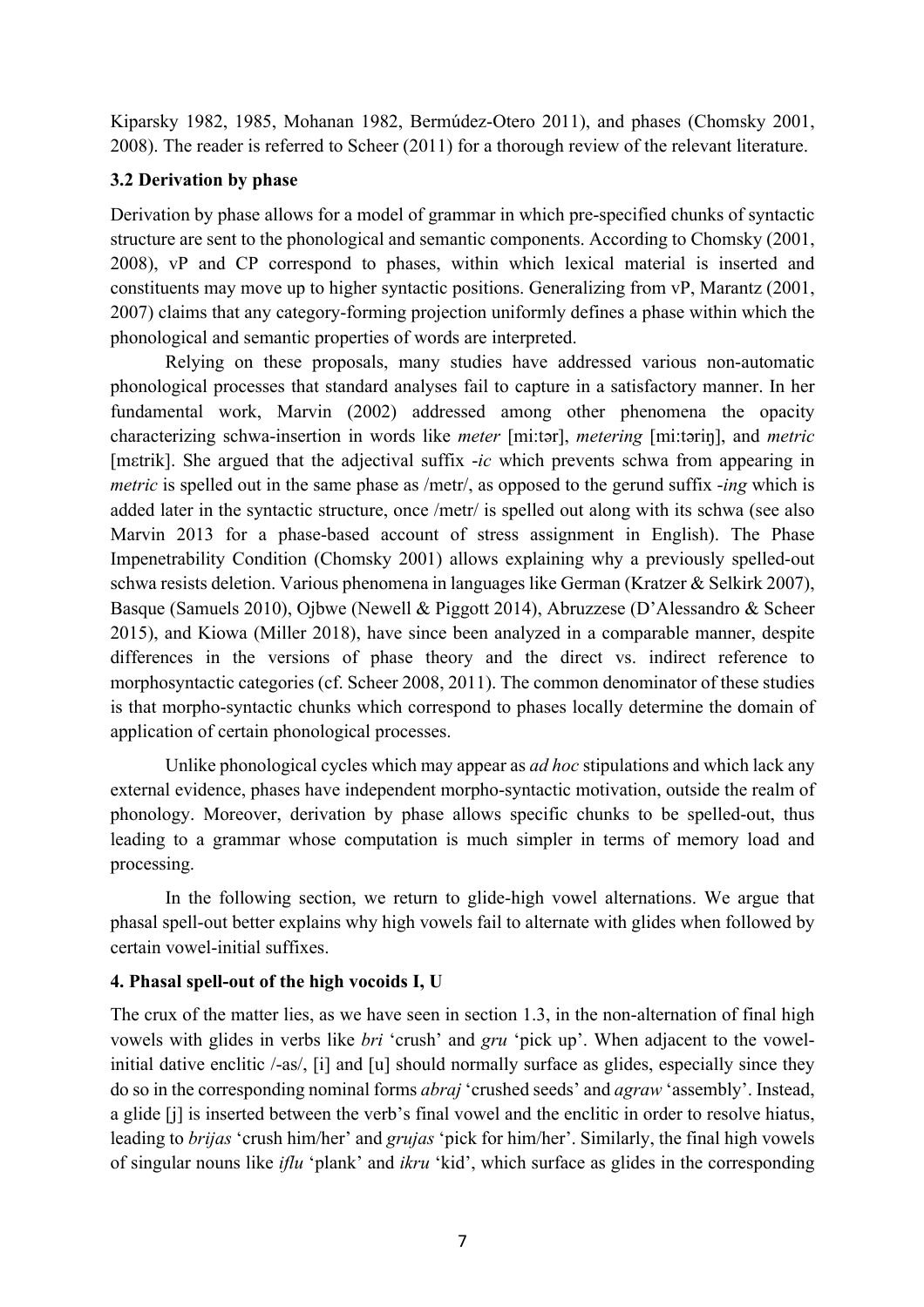Kiparsky 1982, 1985, Mohanan 1982, Bermúdez-Otero 2011), and phases (Chomsky 2001, 2008). The reader is referred to Scheer (2011) for a thorough review of the relevant literature.

### 3.2 Derivation by phase

Derivation by phase allows for a model of grammar in which pre-specified chunks of syntactic structure are sent to the phonological and semantic components. According to Chomsky (2001, 2008), vP and CP correspond to phases, within which lexical material is inserted and constituents may move up to higher syntactic positions. Generalizing from vP, Marantz (2001, 2007) claims that any category-forming projection uniformly defines a phase within which the phonological and semantic properties of words are interpreted.

Relying on these proposals, many studies have addressed various non-automatic phonological processes that standard analyses fail to capture in a satisfactory manner. In her fundamental work, Marvin (2002) addressed among other phenomena the opacity characterizing schwa-insertion in words like *meter* [miːtər], *metering* [miːtəriŋ], and *metric* [mɛtrik]. She argued that the adjectival suffix *-ic* which prevents schwa from appearing in *metric* is spelled out in the same phase as /metr/, as opposed to the gerund suffix *-ing* which is added later in the syntactic structure, once /metr/ is spelled out along with its schwa (see also Marvin 2013 for a phase-based account of stress assignment in English). The Phase Impenetrability Condition (Chomsky 2001) allows explaining why a previously spelled-out schwa resists deletion. Various phenomena in languages like German (Kratzer & Selkirk 2007), Basque (Samuels 2010), Ojbwe (Newell & Piggott 2014), Abruzzese (D'Alessandro & Scheer 2015), and Kiowa (Miller 2018), have since been analyzed in a comparable manner, despite differences in the versions of phase theory and the direct vs. indirect reference to morphosyntactic categories (cf. Scheer 2008, 2011). The common denominator of these studies is that morpho-syntactic chunks which correspond to phases locally determine the domain of application of certain phonological processes.

Unlike phonological cycles which may appear as *ad hoc* stipulations and which lack any external evidence, phases have independent morpho-syntactic motivation, outside the realm of phonology. Moreover, derivation by phase allows specific chunks to be spelled-out, thus leading to a grammar whose computation is much simpler in terms of memory load and processing.

In the following section, we return to glide-high vowel alternations. We argue that phasal spell-out better explains why high vowels fail to alternate with glides when followed by certain vowel-initial suffixes.

### 4. Phasal spell-out of the high vocoids I, U

The crux of the matter lies, as we have seen in section 1.3, in the non-alternation of final high vowels with glides in verbs like *bri* 'crush' and *gru* 'pick up'. When adjacent to the vowel-initial dative enclitic /-as/, [i] and [u] should normally surface as glides, especially since they do so in the corresponding nominal forms *abraj* 'crushed seeds' and *agraw* 'assembly'. Instead, a glide [j] is inserted between the verb's final vowel and the enclitic in order to resolve hiatus, leading to *brijas* 'crush him/her' and *grujas* 'pick for him/her'. Similarly, the final high vowels of singular nouns like *iflu* 'plank' and *ikru* 'kid', which surface as glides in the corresponding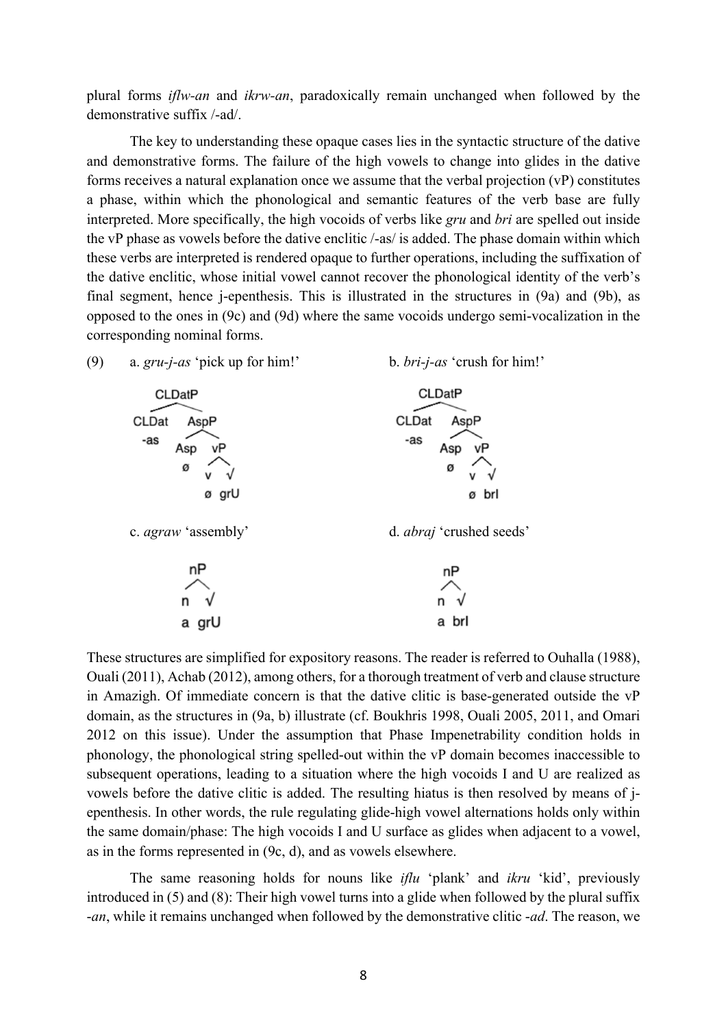plural forms *iflw-an* and *ikrw-an*, paradoxically remain unchanged when followed by the demonstrative suffix /-ad/.

The key to understanding these opaque cases lies in the syntactic structure of the dative and demonstrative forms. The failure of the high vowels to change into glides in the dative forms receives a natural explanation once we assume that the verbal projection (vP) constitutes a phase, within which the phonological and semantic features of the verb base are fully interpreted. More specifically, the high vocoids of verbs like *gru* and *bri* are spelled out inside the vP phase as vowels before the dative enclitic /-as/ is added. The phase domain within which these verbs are interpreted is rendered opaque to further operations, including the suffixation of the dative enclitic, whose initial vowel cannot recover the phonological identity of the verb's final segment, hence j-epenthesis. This is illustrated in the structures in (9a) and (9b), as opposed to the ones in (9c) and (9d) where the same vocoids undergo semi-vocalization in the corresponding nominal forms.

(9) a. *gru-j-as* 'pick up for him!' — [CLDatP [CLDat -as] [AspP [Asp ø] [vP [v ø] [√ grU]]]]

b. *bri-j-as* 'crush for him!' — [CLDatP [CLDat -as] [AspP [Asp ø] [vP [v ø] [√ brI]]]]

c. *agraw* 'assembly' — [nP [n a] [√ grU]]

d. *abraj* 'crushed seeds' — [nP [n a] [√ brI]]

These structures are simplified for expository reasons. The reader is referred to Ouhalla (1988), Ouali (2011), Achab (2012), among others, for a thorough treatment of verb and clause structure in Amazigh. Of immediate concern is that the dative clitic is base-generated outside the vP domain, as the structures in (9a, b) illustrate (cf. Boukhris 1998, Ouali 2005, 2011, and Omari 2012 on this issue). Under the assumption that Phase Impenetrability condition holds in phonology, the phonological string spelled-out within the vP domain becomes inaccessible to subsequent operations, leading to a situation where the high vocoids I and U are realized as vowels before the dative clitic is added. The resulting hiatus is then resolved by means of j-epenthesis. In other words, the rule regulating glide-high vowel alternations holds only within the same domain/phase: The high vocoids I and U surface as glides when adjacent to a vowel, as in the forms represented in (9c, d), and as vowels elsewhere.

The same reasoning holds for nouns like *iflu* 'plank' and *ikru* 'kid', previously introduced in (5) and (8): Their high vowel turns into a glide when followed by the plural suffix *-an*, while it remains unchanged when followed by the demonstrative clitic *-ad*. The reason, we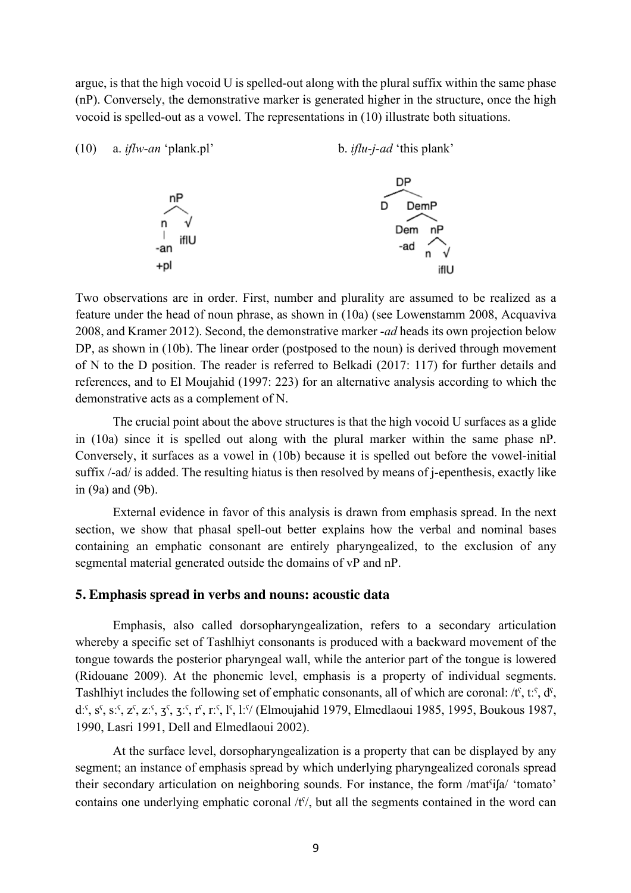argue, is that the high vocoid U is spelled-out along with the plural suffix within the same phase (nP). Conversely, the demonstrative marker is generated higher in the structure, once the high vocoid is spelled-out as a vowel. The representations in (10) illustrate both situations.

(10) a. *iflw-an* 'plank.pl' b. *iflu-j-ad* 'this plank'

```
a.      nP                      b.        DP
       /  \                              /  \
      n    √                            D   DemP
      |    iflU                             /   \
     -an                                  Dem    nP
     +pl                                  -ad   /  \
                                               n    √
                                                   iflU
```

Two observations are in order. First, number and plurality are assumed to be realized as a feature under the head of noun phrase, as shown in (10a) (see Lowenstamm 2008, Acquaviva 2008, and Kramer 2012). Second, the demonstrative marker *-ad* heads its own projection below DP, as shown in (10b). The linear order (postposed to the noun) is derived through movement of N to the D position. The reader is referred to Belkadi (2017: 117) for further details and references, and to El Moujahid (1997: 223) for an alternative analysis according to which the demonstrative acts as a complement of N.

The crucial point about the above structures is that the high vocoid U surfaces as a glide in (10a) since it is spelled out along with the plural marker within the same phase nP. Conversely, it surfaces as a vowel in (10b) because it is spelled out before the vowel-initial suffix /-ad/ is added. The resulting hiatus is then resolved by means of j-epenthesis, exactly like in (9a) and (9b).

External evidence in favor of this analysis is drawn from emphasis spread. In the next section, we show that phasal spell-out better explains how the verbal and nominal bases containing an emphatic consonant are entirely pharyngealized, to the exclusion of any segmental material generated outside the domains of vP and nP.

## 5. Emphasis spread in verbs and nouns: acoustic data

Emphasis, also called dorsopharyngealization, refers to a secondary articulation whereby a specific set of Tashlhiyt consonants is produced with a backward movement of the tongue towards the posterior pharyngeal wall, while the anterior part of the tongue is lowered (Ridouane 2009). At the phonemic level, emphasis is a property of individual segments. Tashlhiyt includes the following set of emphatic consonants, all of which are coronal: /tˤ, t:ˤ, dˤ, d:ˤ, sˤ, s:ˤ, zˤ, z:ˤ, ʒˤ, ʒ:ˤ, rˤ, r:ˤ, lˤ, l:ˤ/ (Elmoujahid 1979, Elmedlaoui 1985, 1995, Boukous 1987, 1990, Lasri 1991, Dell and Elmedlaoui 2002).

At the surface level, dorsopharyngealization is a property that can be displayed by any segment; an instance of emphasis spread by which underlying pharyngealized coronals spread their secondary articulation on neighboring sounds. For instance, the form /matˤiʃa/ 'tomato' contains one underlying emphatic coronal /tˤ/, but all the segments contained in the word can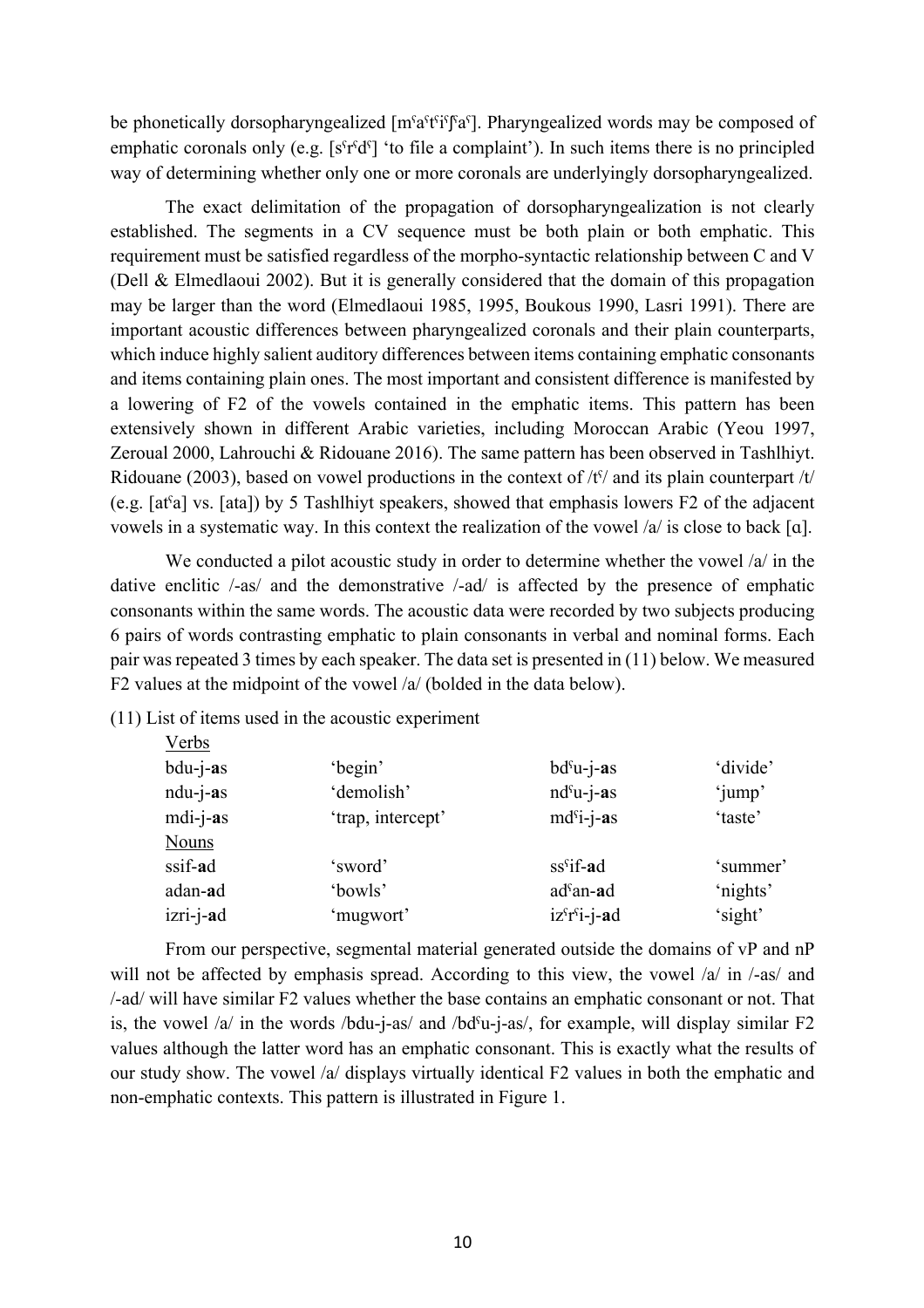be phonetically dorsopharyngealized [mˤaˤtˤiˤʃˤaˤ]. Pharyngealized words may be composed of emphatic coronals only (e.g. [sˤrˤdˤ] 'to file a complaint'). In such items there is no principled way of determining whether only one or more coronals are underlyingly dorsopharyngealized.

The exact delimitation of the propagation of dorsopharyngealization is not clearly established. The segments in a CV sequence must be both plain or both emphatic. This requirement must be satisfied regardless of the morpho-syntactic relationship between C and V (Dell & Elmedlaoui 2002). But it is generally considered that the domain of this propagation may be larger than the word (Elmedlaoui 1985, 1995, Boukous 1990, Lasri 1991). There are important acoustic differences between pharyngealized coronals and their plain counterparts, which induce highly salient auditory differences between items containing emphatic consonants and items containing plain ones. The most important and consistent difference is manifested by a lowering of F2 of the vowels contained in the emphatic items. This pattern has been extensively shown in different Arabic varieties, including Moroccan Arabic (Yeou 1997, Zeroual 2000, Lahrouchi & Ridouane 2016). The same pattern has been observed in Tashlhiyt. Ridouane (2003), based on vowel productions in the context of /tˤ/ and its plain counterpart /t/ (e.g. [atˤa] vs. [ata]) by 5 Tashlhiyt speakers, showed that emphasis lowers F2 of the adjacent vowels in a systematic way. In this context the realization of the vowel /a/ is close to back [ɑ].

We conducted a pilot acoustic study in order to determine whether the vowel /a/ in the dative enclitic /-as/ and the demonstrative /-ad/ is affected by the presence of emphatic consonants within the same words. The acoustic data were recorded by two subjects producing 6 pairs of words contrasting emphatic to plain consonants in verbal and nominal forms. Each pair was repeated 3 times by each speaker. The data set is presented in (11) below. We measured F2 values at the midpoint of the vowel /a/ (bolded in the data below).

(11) List of items used in the acoustic experiment

| | | | |
|---|---|---|---|
| Verbs | | | |
| bdu-j-**a**s | 'begin' | bdˤu-j-**a**s | 'divide' |
| ndu-j-**a**s | 'demolish' | ndˤu-j-**a**s | 'jump' |
| mdi-j-**a**s | 'trap, intercept' | mdˤi-j-**a**s | 'taste' |
| Nouns | | | |
| ssif-**a**d | 'sword' | ssˤif-**a**d | 'summer' |
| adan-**a**d | 'bowls' | adˤan-**a**d | 'nights' |
| izri-j-**a**d | 'mugwort' | izˤrˤi-j-**a**d | 'sight' |

From our perspective, segmental material generated outside the domains of vP and nP will not be affected by emphasis spread. According to this view, the vowel /a/ in /-as/ and /-ad/ will have similar F2 values whether the base contains an emphatic consonant or not. That is, the vowel /a/ in the words /bdu-j-as/ and /bdˤu-j-as/, for example, will display similar F2 values although the latter word has an emphatic consonant. This is exactly what the results of our study show. The vowel /a/ displays virtually identical F2 values in both the emphatic and non-emphatic contexts. This pattern is illustrated in Figure 1.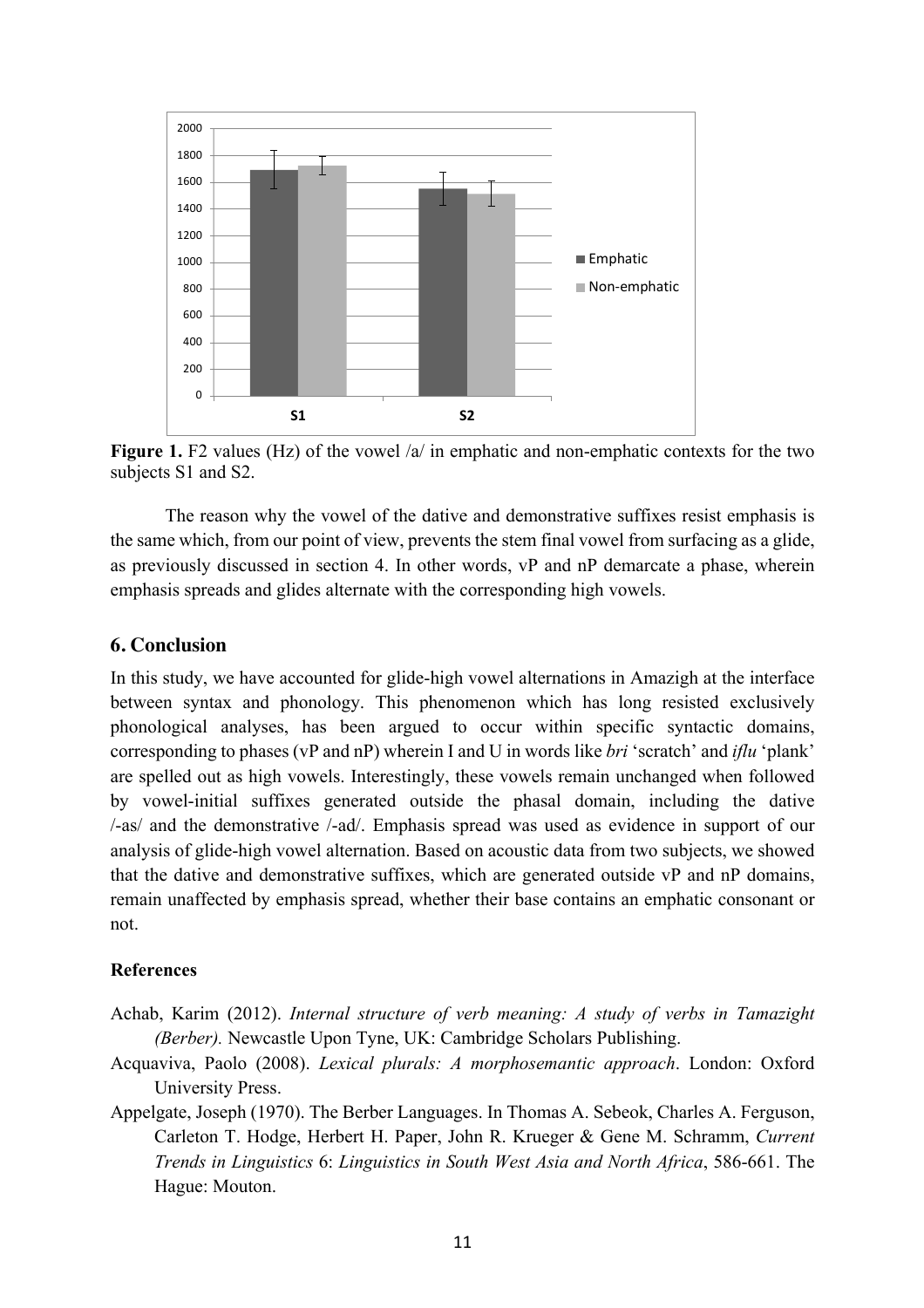**Figure 1.** F2 values (Hz) of the vowel /a/ in emphatic and non-emphatic contexts for the two subjects S1 and S2.

The reason why the vowel of the dative and demonstrative suffixes resist emphasis is the same which, from our point of view, prevents the stem final vowel from surfacing as a glide, as previously discussed in section 4. In other words, vP and nP demarcate a phase, wherein emphasis spreads and glides alternate with the corresponding high vowels.

## 6. Conclusion

In this study, we have accounted for glide-high vowel alternations in Amazigh at the interface between syntax and phonology. This phenomenon which has long resisted exclusively phonological analyses, has been argued to occur within specific syntactic domains, corresponding to phases (vP and nP) wherein I and U in words like *bri* 'scratch' and *iflu* 'plank' are spelled out as high vowels. Interestingly, these vowels remain unchanged when followed by vowel-initial suffixes generated outside the phasal domain, including the dative /-as/ and the demonstrative /-ad/. Emphasis spread was used as evidence in support of our analysis of glide-high vowel alternation. Based on acoustic data from two subjects, we showed that the dative and demonstrative suffixes, which are generated outside vP and nP domains, remain unaffected by emphasis spread, whether their base contains an emphatic consonant or not.

**References**

Achab, Karim (2012). *Internal structure of verb meaning: A study of verbs in Tamazight (Berber).* Newcastle Upon Tyne, UK: Cambridge Scholars Publishing.

Acquaviva, Paolo (2008). *Lexical plurals: A morphosemantic approach*. London: Oxford University Press.

Appelgate, Joseph (1970). The Berber Languages. In Thomas A. Sebeok, Charles A. Ferguson, Carleton T. Hodge, Herbert H. Paper, John R. Krueger & Gene M. Schramm, *Current Trends in Linguistics* 6: *Linguistics in South West Asia and North Africa*, 586-661. The Hague: Mouton.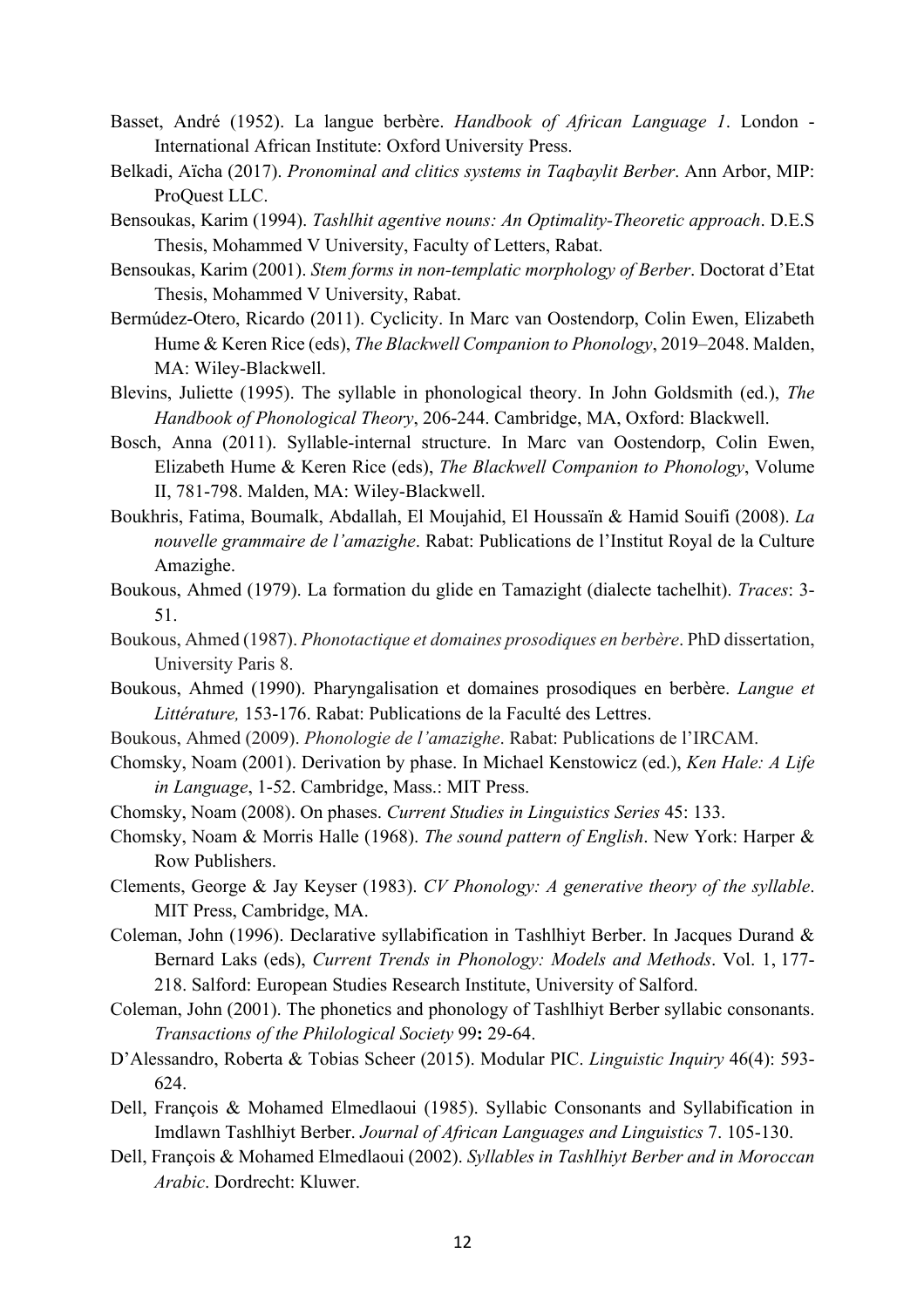Basset, André (1952). La langue berbère. *Handbook of African Language 1*. London - International African Institute: Oxford University Press.

Belkadi, Aïcha (2017). *Pronominal and clitics systems in Taqbaylit Berber*. Ann Arbor, MIP: ProQuest LLC.

Bensoukas, Karim (1994). *Tashlhit agentive nouns: An Optimality-Theoretic approach*. D.E.S Thesis, Mohammed V University, Faculty of Letters, Rabat.

Bensoukas, Karim (2001). *Stem forms in non-templatic morphology of Berber*. Doctorat d'Etat Thesis, Mohammed V University, Rabat.

Bermúdez-Otero, Ricardo (2011). Cyclicity. In Marc van Oostendorp, Colin Ewen, Elizabeth Hume & Keren Rice (eds), *The Blackwell Companion to Phonology*, 2019–2048. Malden, MA: Wiley-Blackwell.

Blevins, Juliette (1995). The syllable in phonological theory. In John Goldsmith (ed.), *The Handbook of Phonological Theory*, 206-244. Cambridge, MA, Oxford: Blackwell.

Bosch, Anna (2011). Syllable-internal structure. In Marc van Oostendorp, Colin Ewen, Elizabeth Hume & Keren Rice (eds), *The Blackwell Companion to Phonology*, Volume II, 781-798. Malden, MA: Wiley-Blackwell.

Boukhris, Fatima, Boumalk, Abdallah, El Moujahid, El Houssaïn & Hamid Souifi (2008). *La nouvelle grammaire de l'amazighe*. Rabat: Publications de l'Institut Royal de la Culture Amazighe.

Boukous, Ahmed (1979). La formation du glide en Tamazight (dialecte tachelhit). *Traces*: 3-51.

Boukous, Ahmed (1987). *Phonotactique et domaines prosodiques en berbère*. PhD dissertation, University Paris 8.

Boukous, Ahmed (1990). Pharyngalisation et domaines prosodiques en berbère. *Langue et Littérature,* 153-176. Rabat: Publications de la Faculté des Lettres.

Boukous, Ahmed (2009). *Phonologie de l'amazighe*. Rabat: Publications de l'IRCAM.

Chomsky, Noam (2001). Derivation by phase. In Michael Kenstowicz (ed.), *Ken Hale: A Life in Language*, 1-52. Cambridge, Mass.: MIT Press.

Chomsky, Noam (2008). On phases. *Current Studies in Linguistics Series* 45: 133.

Chomsky, Noam & Morris Halle (1968). *The sound pattern of English*. New York: Harper & Row Publishers.

Clements, George & Jay Keyser (1983). *CV Phonology: A generative theory of the syllable*. MIT Press, Cambridge, MA.

Coleman, John (1996). Declarative syllabification in Tashlhiyt Berber. In Jacques Durand & Bernard Laks (eds), *Current Trends in Phonology: Models and Methods*. Vol. 1, 177-218. Salford: European Studies Research Institute, University of Salford.

Coleman, John (2001). The phonetics and phonology of Tashlhiyt Berber syllabic consonants. *Transactions of the Philological Society* 99**:** 29-64.

D'Alessandro, Roberta & Tobias Scheer (2015). Modular PIC. *Linguistic Inquiry* 46(4): 593-624.

Dell, François & Mohamed Elmedlaoui (1985). Syllabic Consonants and Syllabification in Imdlawn Tashlhiyt Berber. *Journal of African Languages and Linguistics* 7. 105-130.

Dell, François & Mohamed Elmedlaoui (2002). *Syllables in Tashlhiyt Berber and in Moroccan Arabic*. Dordrecht: Kluwer.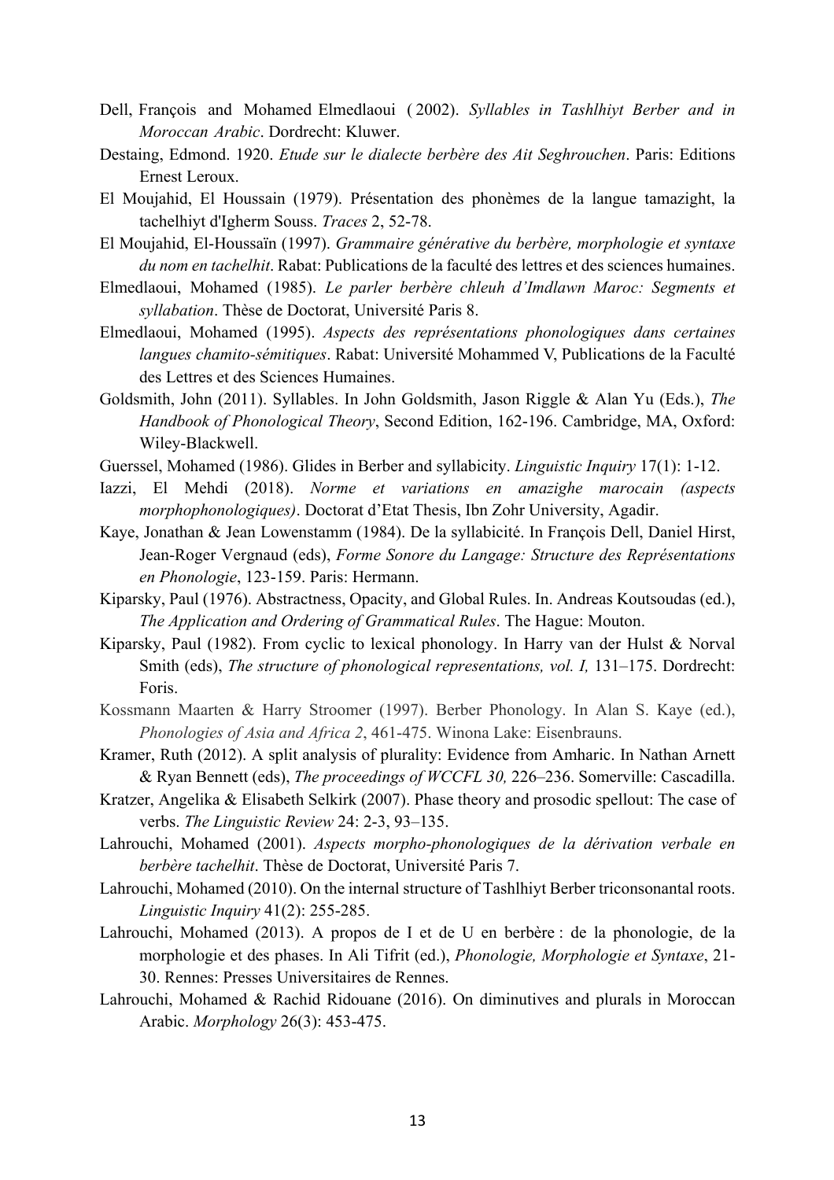Dell, François and Mohamed Elmedlaoui ( 2002). *Syllables in Tashlhiyt Berber and in Moroccan Arabic*. Dordrecht: Kluwer.

Destaing, Edmond. 1920. *Etude sur le dialecte berbère des Ait Seghrouchen*. Paris: Editions Ernest Leroux.

El Moujahid, El Houssain (1979). Présentation des phonèmes de la langue tamazight, la tachelhiyt d'Igherm Souss. *Traces* 2, 52-78.

El Moujahid, El-Houssaïn (1997). *Grammaire générative du berbère, morphologie et syntaxe du nom en tachelhit*. Rabat: Publications de la faculté des lettres et des sciences humaines.

Elmedlaoui, Mohamed (1985). *Le parler berbère chleuh d'Imdlawn Maroc: Segments et syllabation*. Thèse de Doctorat, Université Paris 8.

Elmedlaoui, Mohamed (1995). *Aspects des représentations phonologiques dans certaines langues chamito-sémitiques*. Rabat: Université Mohammed V, Publications de la Faculté des Lettres et des Sciences Humaines.

Goldsmith, John (2011). Syllables. In John Goldsmith, Jason Riggle & Alan Yu (Eds.), *The Handbook of Phonological Theory*, Second Edition, 162-196. Cambridge, MA, Oxford: Wiley-Blackwell.

Guerssel, Mohamed (1986). Glides in Berber and syllabicity. *Linguistic Inquiry* 17(1): 1-12.

Iazzi, El Mehdi (2018). *Norme et variations en amazighe marocain (aspects morphophonologiques)*. Doctorat d'Etat Thesis, Ibn Zohr University, Agadir.

Kaye, Jonathan & Jean Lowenstamm (1984). De la syllabicité. In François Dell, Daniel Hirst, Jean-Roger Vergnaud (eds), *Forme Sonore du Langage: Structure des Représentations en Phonologie*, 123-159. Paris: Hermann.

Kiparsky, Paul (1976). Abstractness, Opacity, and Global Rules. In. Andreas Koutsoudas (ed.), *The Application and Ordering of Grammatical Rules*. The Hague: Mouton.

Kiparsky, Paul (1982). From cyclic to lexical phonology. In Harry van der Hulst & Norval Smith (eds), *The structure of phonological representations, vol. I,* 131–175. Dordrecht: Foris.

Kossmann Maarten & Harry Stroomer (1997). Berber Phonology. In Alan S. Kaye (ed.), *Phonologies of Asia and Africa 2*, 461-475. Winona Lake: Eisenbrauns.

Kramer, Ruth (2012). A split analysis of plurality: Evidence from Amharic. In Nathan Arnett & Ryan Bennett (eds), *The proceedings of WCCFL 30,* 226–236. Somerville: Cascadilla.

Kratzer, Angelika & Elisabeth Selkirk (2007). Phase theory and prosodic spellout: The case of verbs. *The Linguistic Review* 24: 2-3, 93–135.

Lahrouchi, Mohamed (2001). *Aspects morpho-phonologiques de la dérivation verbale en berbère tachelhit*. Thèse de Doctorat, Université Paris 7.

Lahrouchi, Mohamed (2010). On the internal structure of Tashlhiyt Berber triconsonantal roots. *Linguistic Inquiry* 41(2): 255-285.

Lahrouchi, Mohamed (2013). A propos de I et de U en berbère : de la phonologie, de la morphologie et des phases. In Ali Tifrit (ed.), *Phonologie, Morphologie et Syntaxe*, 21-30. Rennes: Presses Universitaires de Rennes.

Lahrouchi, Mohamed & Rachid Ridouane (2016). On diminutives and plurals in Moroccan Arabic. *Morphology* 26(3): 453-475.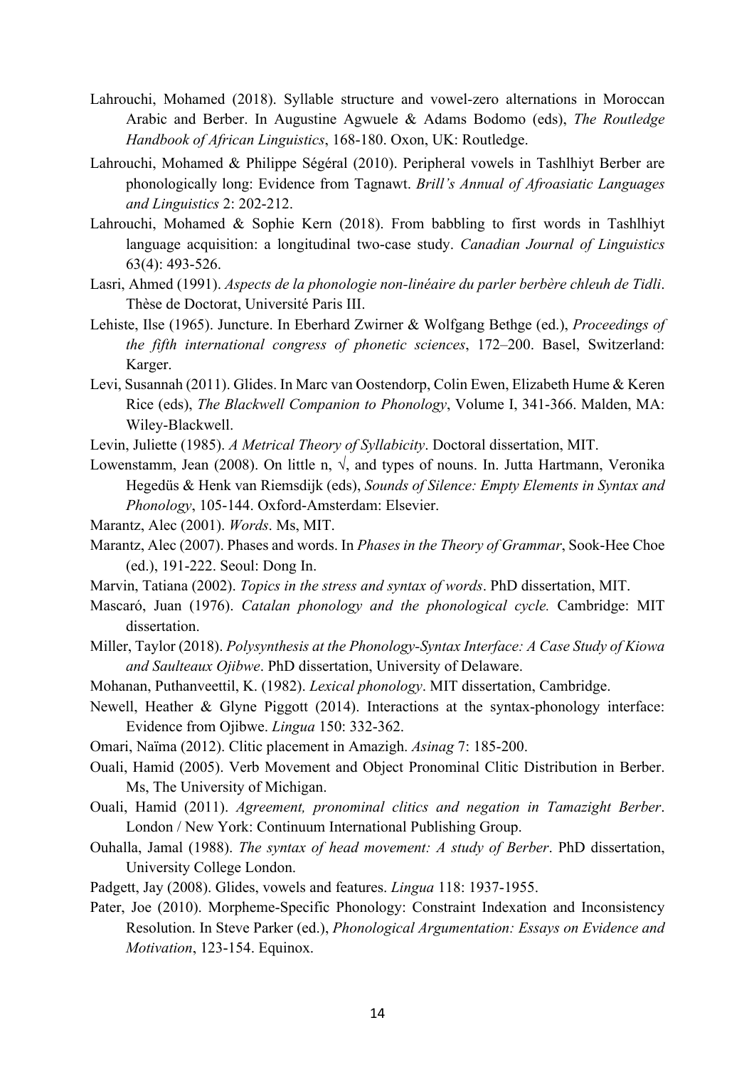Lahrouchi, Mohamed (2018). Syllable structure and vowel-zero alternations in Moroccan Arabic and Berber. In Augustine Agwuele & Adams Bodomo (eds), *The Routledge Handbook of African Linguistics*, 168-180. Oxon, UK: Routledge.

Lahrouchi, Mohamed & Philippe Ségéral (2010). Peripheral vowels in Tashlhiyt Berber are phonologically long: Evidence from Tagnawt. *Brill's Annual of Afroasiatic Languages and Linguistics* 2: 202-212.

Lahrouchi, Mohamed & Sophie Kern (2018). From babbling to first words in Tashlhiyt language acquisition: a longitudinal two-case study. *Canadian Journal of Linguistics* 63(4): 493-526.

Lasri, Ahmed (1991). *Aspects de la phonologie non-linéaire du parler berbère chleuh de Tidli*. Thèse de Doctorat, Université Paris III.

Lehiste, Ilse (1965). Juncture. In Eberhard Zwirner & Wolfgang Bethge (ed.), *Proceedings of the fifth international congress of phonetic sciences*, 172–200. Basel, Switzerland: Karger.

Levi, Susannah (2011). Glides. In Marc van Oostendorp, Colin Ewen, Elizabeth Hume & Keren Rice (eds), *The Blackwell Companion to Phonology*, Volume I, 341-366. Malden, MA: Wiley-Blackwell.

Levin, Juliette (1985). *A Metrical Theory of Syllabicity*. Doctoral dissertation, MIT.

Lowenstamm, Jean (2008). On little n, √, and types of nouns. In. Jutta Hartmann, Veronika Hegedüs & Henk van Riemsdijk (eds), *Sounds of Silence: Empty Elements in Syntax and Phonology*, 105-144. Oxford-Amsterdam: Elsevier.

Marantz, Alec (2001). *Words*. Ms, MIT.

Marantz, Alec (2007). Phases and words. In *Phases in the Theory of Grammar*, Sook-Hee Choe (ed.), 191-222. Seoul: Dong In.

Marvin, Tatiana (2002). *Topics in the stress and syntax of words*. PhD dissertation, MIT.

Mascaró, Juan (1976). *Catalan phonology and the phonological cycle.* Cambridge: MIT dissertation.

Miller, Taylor (2018). *Polysynthesis at the Phonology-Syntax Interface: A Case Study of Kiowa and Saulteaux Ojibwe*. PhD dissertation, University of Delaware.

Mohanan, Puthanveettil, K. (1982). *Lexical phonology*. MIT dissertation, Cambridge.

Newell, Heather & Glyne Piggott (2014). Interactions at the syntax-phonology interface: Evidence from Ojibwe. *Lingua* 150: 332-362.

Omari, Naïma (2012). Clitic placement in Amazigh. *Asinag* 7: 185-200.

Ouali, Hamid (2005). Verb Movement and Object Pronominal Clitic Distribution in Berber. Ms, The University of Michigan.

Ouali, Hamid (2011). *Agreement, pronominal clitics and negation in Tamazight Berber*. London / New York: Continuum International Publishing Group.

Ouhalla, Jamal (1988). *The syntax of head movement: A study of Berber*. PhD dissertation, University College London.

Padgett, Jay (2008). Glides, vowels and features. *Lingua* 118: 1937-1955.

Pater, Joe (2010). Morpheme-Specific Phonology: Constraint Indexation and Inconsistency Resolution. In Steve Parker (ed.), *Phonological Argumentation: Essays on Evidence and Motivation*, 123-154. Equinox.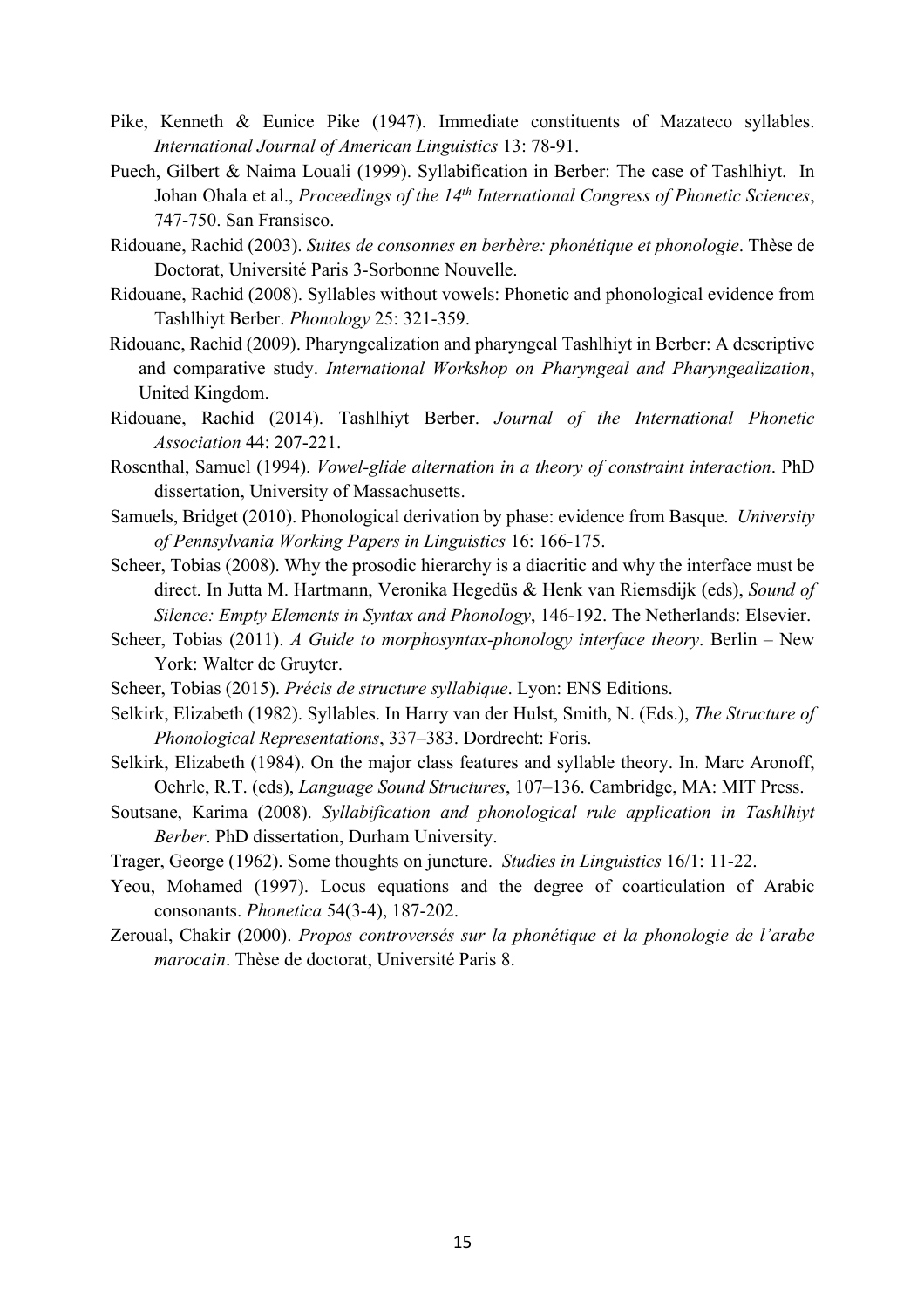Pike, Kenneth & Eunice Pike (1947). Immediate constituents of Mazateco syllables. *International Journal of American Linguistics* 13: 78-91.

Puech, Gilbert & Naima Louali (1999). Syllabification in Berber: The case of Tashlhiyt. In Johan Ohala et al., *Proceedings of the 14th International Congress of Phonetic Sciences*, 747-750. San Fransisco.

Ridouane, Rachid (2003). *Suites de consonnes en berbère: phonétique et phonologie*. Thèse de Doctorat, Université Paris 3-Sorbonne Nouvelle.

Ridouane, Rachid (2008). Syllables without vowels: Phonetic and phonological evidence from Tashlhiyt Berber. *Phonology* 25: 321-359.

Ridouane, Rachid (2009). Pharyngealization and pharyngeal Tashlhiyt in Berber: A descriptive and comparative study. *International Workshop on Pharyngeal and Pharyngealization*, United Kingdom.

Ridouane, Rachid (2014). Tashlhiyt Berber. *Journal of the International Phonetic Association* 44: 207-221.

Rosenthal, Samuel (1994). *Vowel-glide alternation in a theory of constraint interaction*. PhD dissertation, University of Massachusetts.

Samuels, Bridget (2010). Phonological derivation by phase: evidence from Basque. *University of Pennsylvania Working Papers in Linguistics* 16: 166-175.

Scheer, Tobias (2008). Why the prosodic hierarchy is a diacritic and why the interface must be direct. In Jutta M. Hartmann, Veronika Hegedüs & Henk van Riemsdijk (eds), *Sound of Silence: Empty Elements in Syntax and Phonology*, 146-192. The Netherlands: Elsevier.

Scheer, Tobias (2011). *A Guide to morphosyntax-phonology interface theory*. Berlin – New York: Walter de Gruyter.

Scheer, Tobias (2015). *Précis de structure syllabique*. Lyon: ENS Editions.

Selkirk, Elizabeth (1982). Syllables. In Harry van der Hulst, Smith, N. (Eds.), *The Structure of Phonological Representations*, 337–383. Dordrecht: Foris.

Selkirk, Elizabeth (1984). On the major class features and syllable theory. In. Marc Aronoff, Oehrle, R.T. (eds), *Language Sound Structures*, 107–136. Cambridge, MA: MIT Press.

Soutsane, Karima (2008). *Syllabification and phonological rule application in Tashlhiyt Berber*. PhD dissertation, Durham University.

Trager, George (1962). Some thoughts on juncture. *Studies in Linguistics* 16/1: 11-22.

Yeou, Mohamed (1997). Locus equations and the degree of coarticulation of Arabic consonants. *Phonetica* 54(3-4), 187-202.

Zeroual, Chakir (2000). *Propos controversés sur la phonétique et la phonologie de l'arabe marocain*. Thèse de doctorat, Université Paris 8.